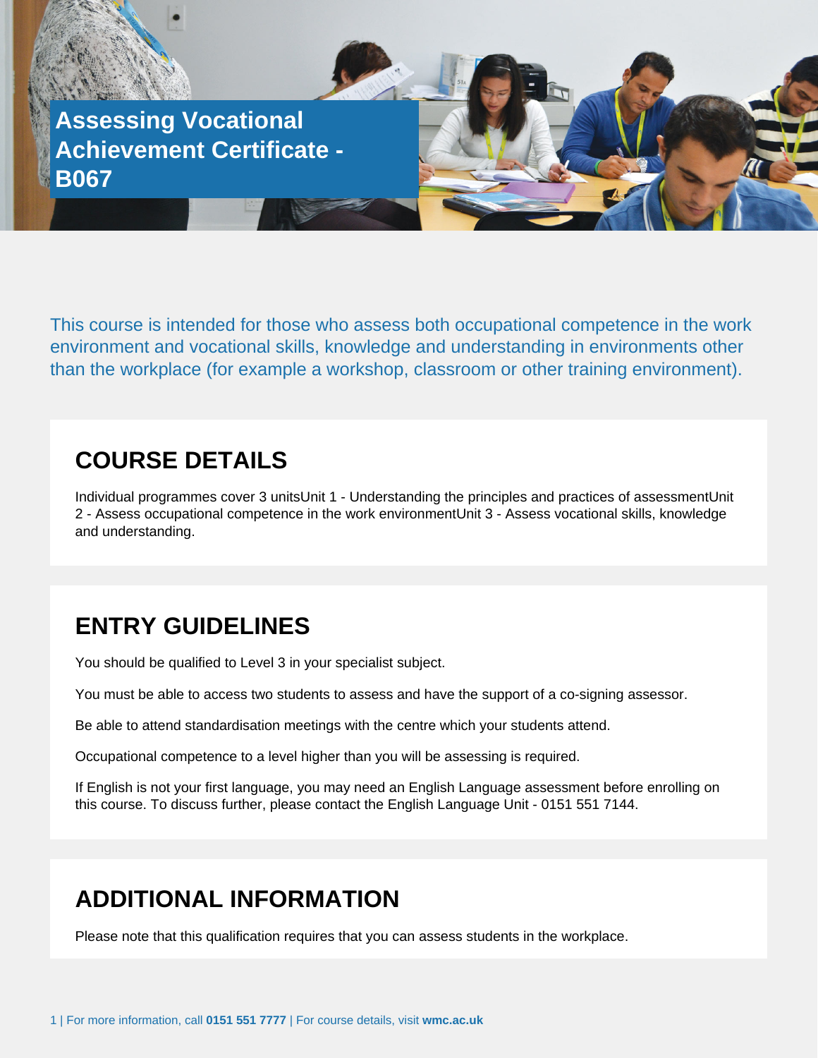# Assessing Vocational Achievement Certificate - B067

This course is intended for those who assess both occupational competence in the work environment and vocational skills, knowledge and understanding in environments other than the workplace (for example a workshop, classroom or other training environment).

## COURSE DETAILS

Individual programmes cover 3 unitsUnit 1 - Understanding the principles and practices of assessmentUnit 2 - Assess occupational competence in the work environmentUnit 3 - Assess vocational skills, knowledge and understanding.

## ENTRY GUIDELINES

You should be qualified to Level 3 in your specialist subject.

You must be able to access two students to assess and have the support of a co-signing assessor.

Be able to attend standardisation meetings with the centre which your students attend.

Occupational competence to a level higher than you will be assessing is required.

If English is not your first language, you may need an English Language assessment before enrolling on this course. To discuss further, please contact the English Language Unit - 0151 551 7144.

## ADDITIONAL INFORMATION

Please note that this qualification requires that you can assess students in the workplace.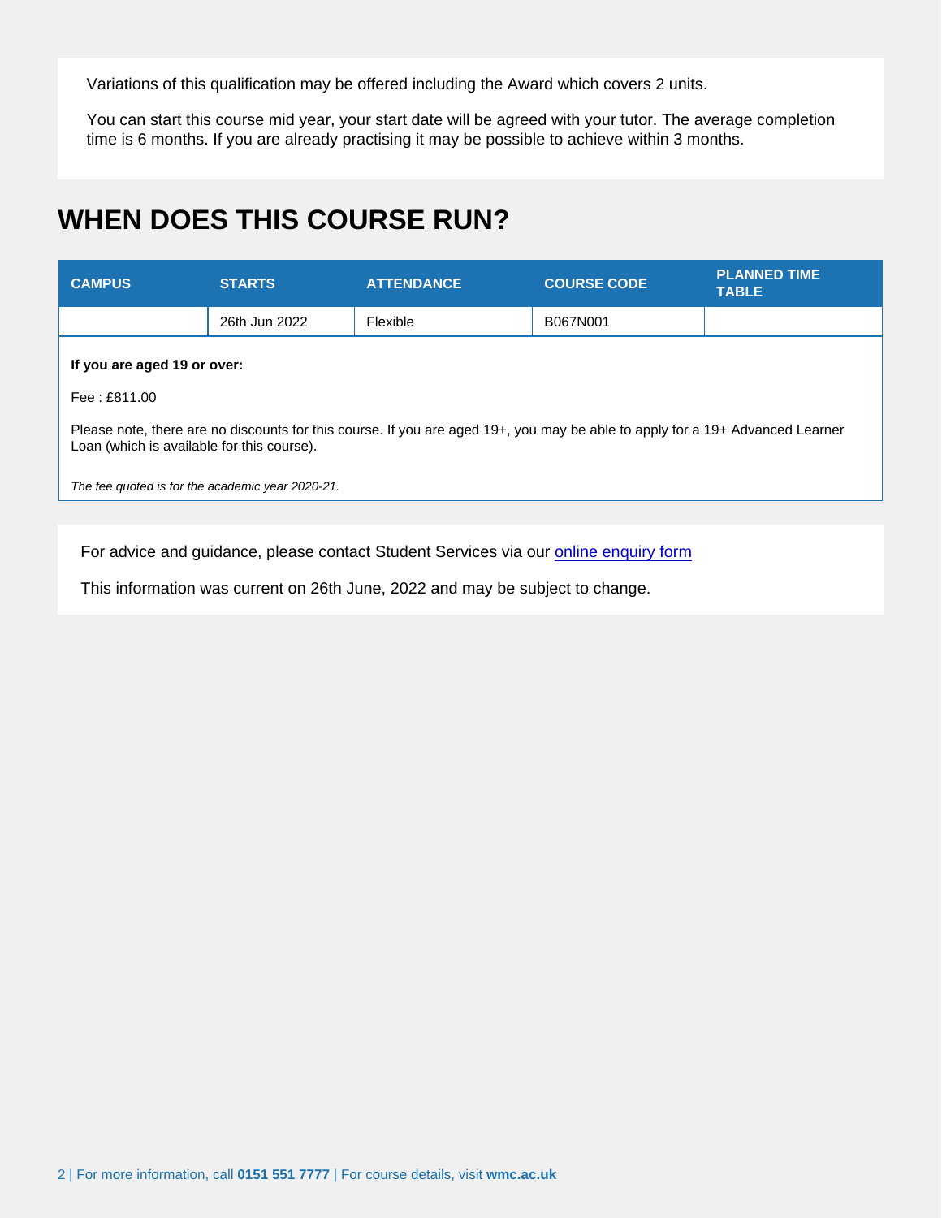Variations of this qualification may be offered including the Award which covers 2 units.

You can start this course mid year, your start date will be agreed with your tutor. The average completion time is 6 months. If you are already practising it may be possible to achieve within 3 months.

## WHEN DOES THIS COURSE RUN?

| CAMPUS | STARTS | ATTENDANCE | COURSE CODE | PLANNED TIME TABLE |
|---|---|---|---|---|
| | 26th Jun 2022 | Flexible | B067N001 | |

**If you are aged 19 or over:**

Fee : £811.00

Please note, there are no discounts for this course. If you are aged 19+, you may be able to apply for a 19+ Advanced Learner Loan (which is available for this course).

*The fee quoted is for the academic year 2020-21.*

For advice and guidance, please contact Student Services via our [online enquiry form]

This information was current on 26th June, 2022 and may be subject to change.